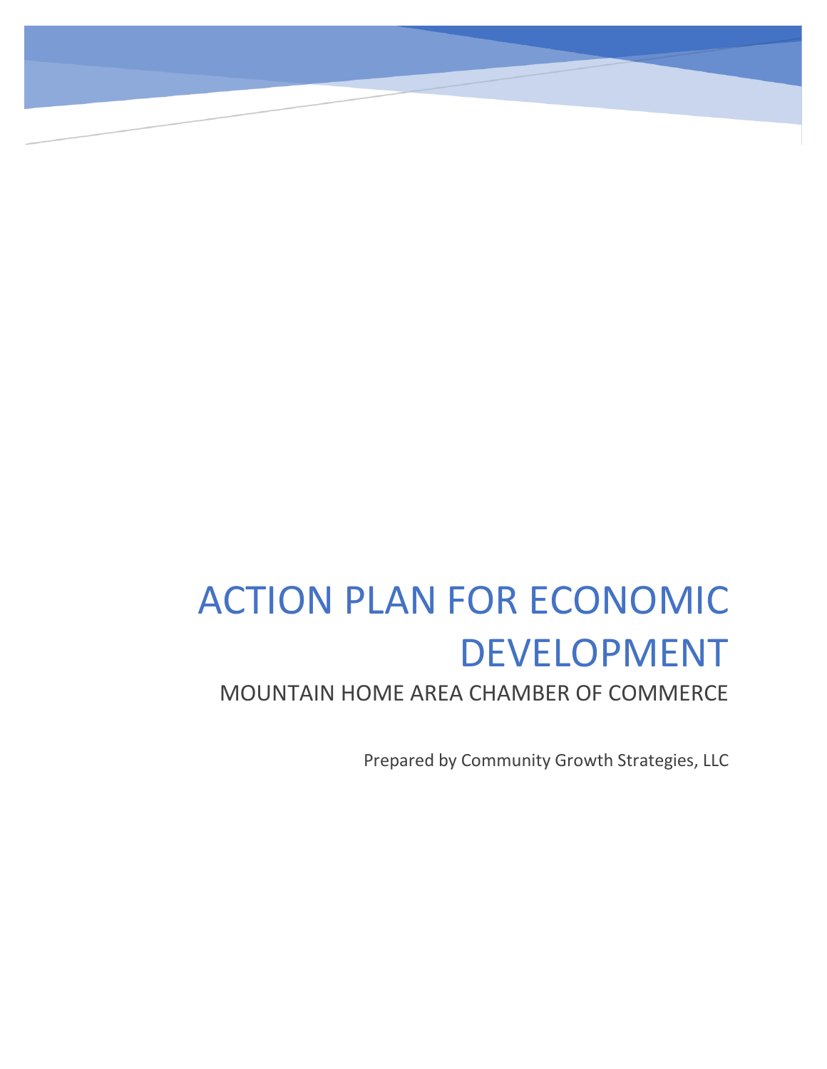# ACTION PLAN FOR ECONOMIC DEVELOPMENT

## MOUNTAIN HOME AREA CHAMBER OF COMMERCE

Prepared by Community Growth Strategies, LLC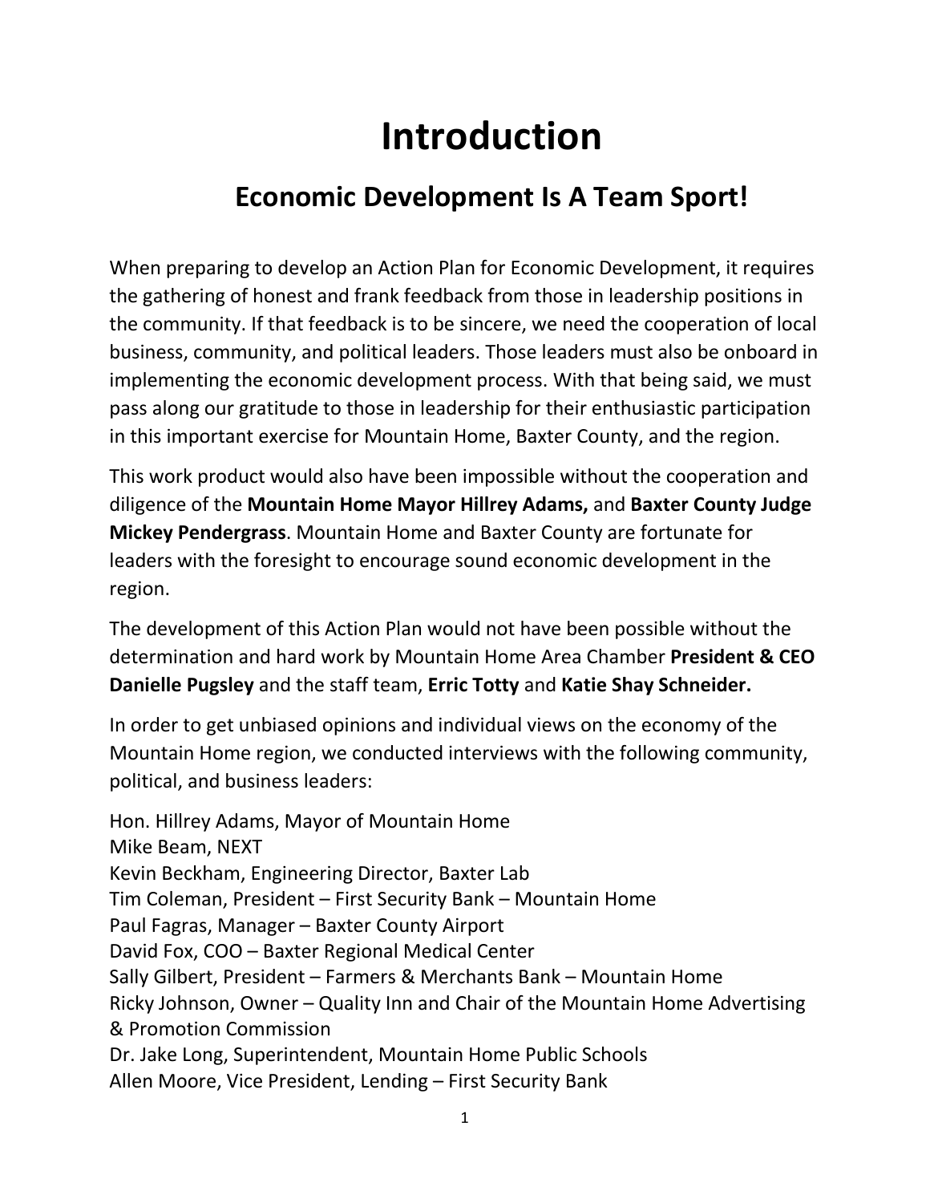# Introduction

## Economic Development Is A Team Sport!

When preparing to develop an Action Plan for Economic Development, it requires the gathering of honest and frank feedback from those in leadership positions in the community. If that feedback is to be sincere, we need the cooperation of local business, community, and political leaders. Those leaders must also be onboard in implementing the economic development process. With that being said, we must pass along our gratitude to those in leadership for their enthusiastic participation in this important exercise for Mountain Home, Baxter County, and the region.

This work product would also have been impossible without the cooperation and diligence of the **Mountain Home Mayor Hillrey Adams,** and **Baxter County Judge Mickey Pendergrass**. Mountain Home and Baxter County are fortunate for leaders with the foresight to encourage sound economic development in the region.

The development of this Action Plan would not have been possible without the determination and hard work by Mountain Home Area Chamber **President & CEO Danielle Pugsley** and the staff team, **Erric Totty** and **Katie Shay Schneider.**

In order to get unbiased opinions and individual views on the economy of the Mountain Home region, we conducted interviews with the following community, political, and business leaders:

Hon. Hillrey Adams, Mayor of Mountain Home
Mike Beam, NEXT
Kevin Beckham, Engineering Director, Baxter Lab
Tim Coleman, President – First Security Bank – Mountain Home
Paul Fagras, Manager – Baxter County Airport
David Fox, COO – Baxter Regional Medical Center
Sally Gilbert, President – Farmers & Merchants Bank – Mountain Home
Ricky Johnson, Owner – Quality Inn and Chair of the Mountain Home Advertising & Promotion Commission
Dr. Jake Long, Superintendent, Mountain Home Public Schools
Allen Moore, Vice President, Lending – First Security Bank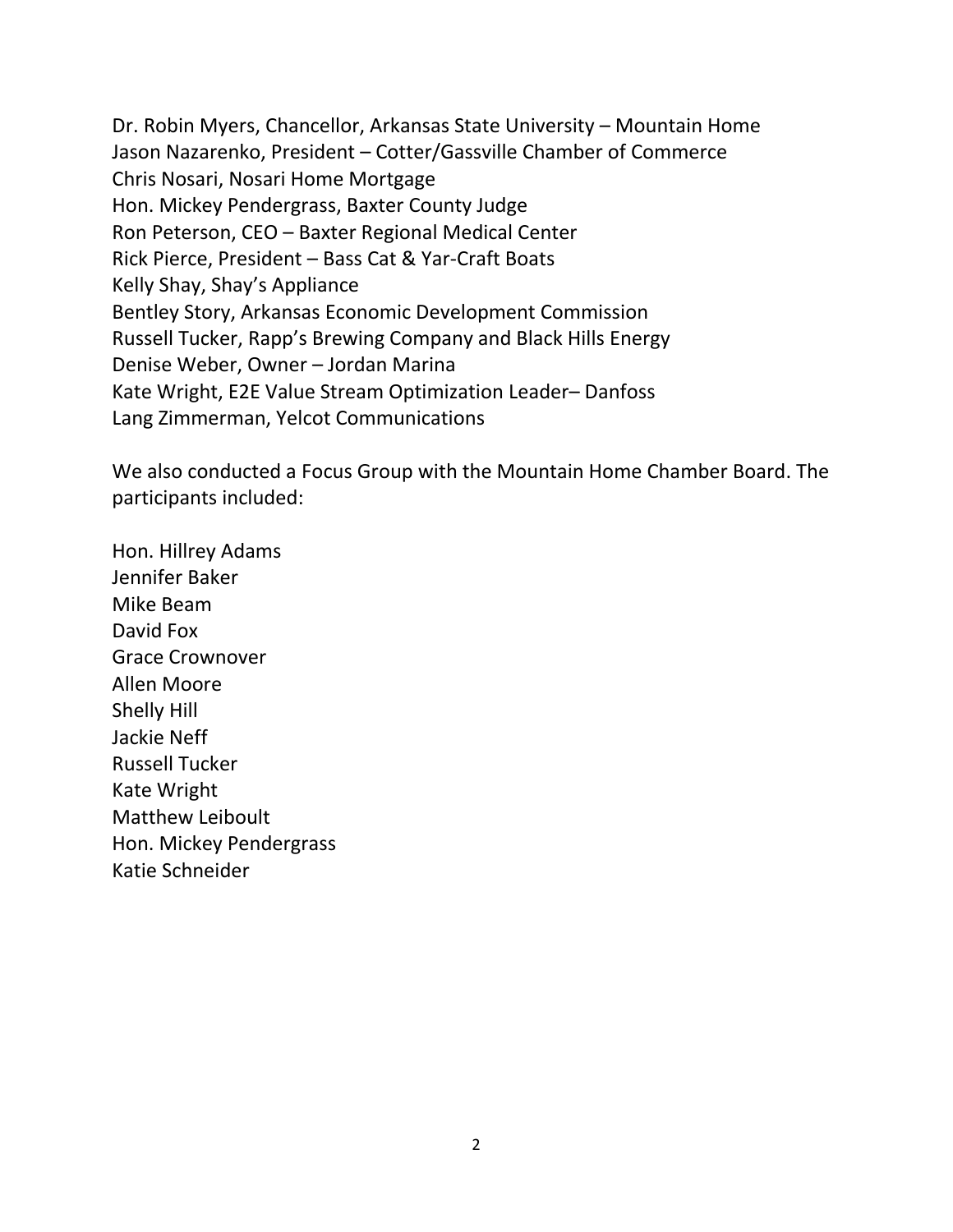Dr. Robin Myers, Chancellor, Arkansas State University – Mountain Home
Jason Nazarenko, President – Cotter/Gassville Chamber of Commerce
Chris Nosari, Nosari Home Mortgage
Hon. Mickey Pendergrass, Baxter County Judge
Ron Peterson, CEO – Baxter Regional Medical Center
Rick Pierce, President – Bass Cat & Yar-Craft Boats
Kelly Shay, Shay's Appliance
Bentley Story, Arkansas Economic Development Commission
Russell Tucker, Rapp's Brewing Company and Black Hills Energy
Denise Weber, Owner – Jordan Marina
Kate Wright, E2E Value Stream Optimization Leader– Danfoss
Lang Zimmerman, Yelcot Communications

We also conducted a Focus Group with the Mountain Home Chamber Board. The participants included:

Hon. Hillrey Adams
Jennifer Baker
Mike Beam
David Fox
Grace Crownover
Allen Moore
Shelly Hill
Jackie Neff
Russell Tucker
Kate Wright
Matthew Leiboult
Hon. Mickey Pendergrass
Katie Schneider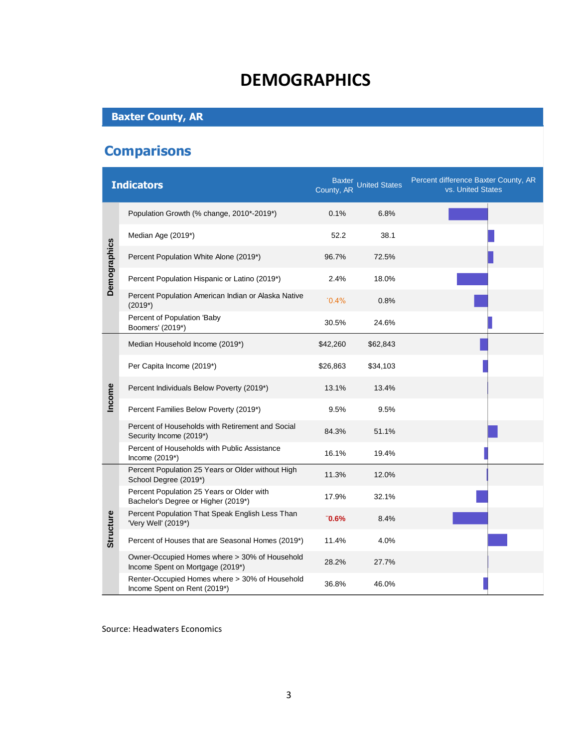# DEMOGRAPHICS

## Baxter County, AR

## Comparisons

| | Indicators | Baxter County, AR | United States | Percent difference Baxter County, AR vs. United States |
|---|---|---|---|---|
| Demographics | Population Growth (% change, 2010*-2019*) | 0.1% | 6.8% | |
| | Median Age (2019*) | 52.2 | 38.1 | |
| | Percent Population White Alone (2019*) | 96.7% | 72.5% | |
| | Percent Population Hispanic or Latino (2019*) | 2.4% | 18.0% | |
| | Percent Population American Indian or Alaska Native (2019*) | 0.4% | 0.8% | |
| | Percent of Population 'Baby Boomers' (2019*) | 30.5% | 24.6% | |
| Income | Median Household Income (2019*) | $42,260 | $62,843 | |
| | Per Capita Income (2019*) | $26,863 | $34,103 | |
| | Percent Individuals Below Poverty (2019*) | 13.1% | 13.4% | |
| | Percent Families Below Poverty (2019*) | 9.5% | 9.5% | |
| | Percent of Households with Retirement and Social Security Income (2019*) | 84.3% | 51.1% | |
| | Percent of Households with Public Assistance Income (2019*) | 16.1% | 19.4% | |
| Structure | Percent Population 25 Years or Older without High School Degree (2019*) | 11.3% | 12.0% | |
| | Percent Population 25 Years or Older with Bachelor's Degree or Higher (2019*) | 17.9% | 32.1% | |
| | Percent Population That Speak English Less Than 'Very Well' (2019*) | 0.6% | 8.4% | |
| | Percent of Houses that are Seasonal Homes (2019*) | 11.4% | 4.0% | |
| | Owner-Occupied Homes where > 30% of Household Income Spent on Mortgage (2019*) | 28.2% | 27.7% | |
| | Renter-Occupied Homes where > 30% of Household Income Spent on Rent (2019*) | 36.8% | 46.0% | |

Source: Headwaters Economics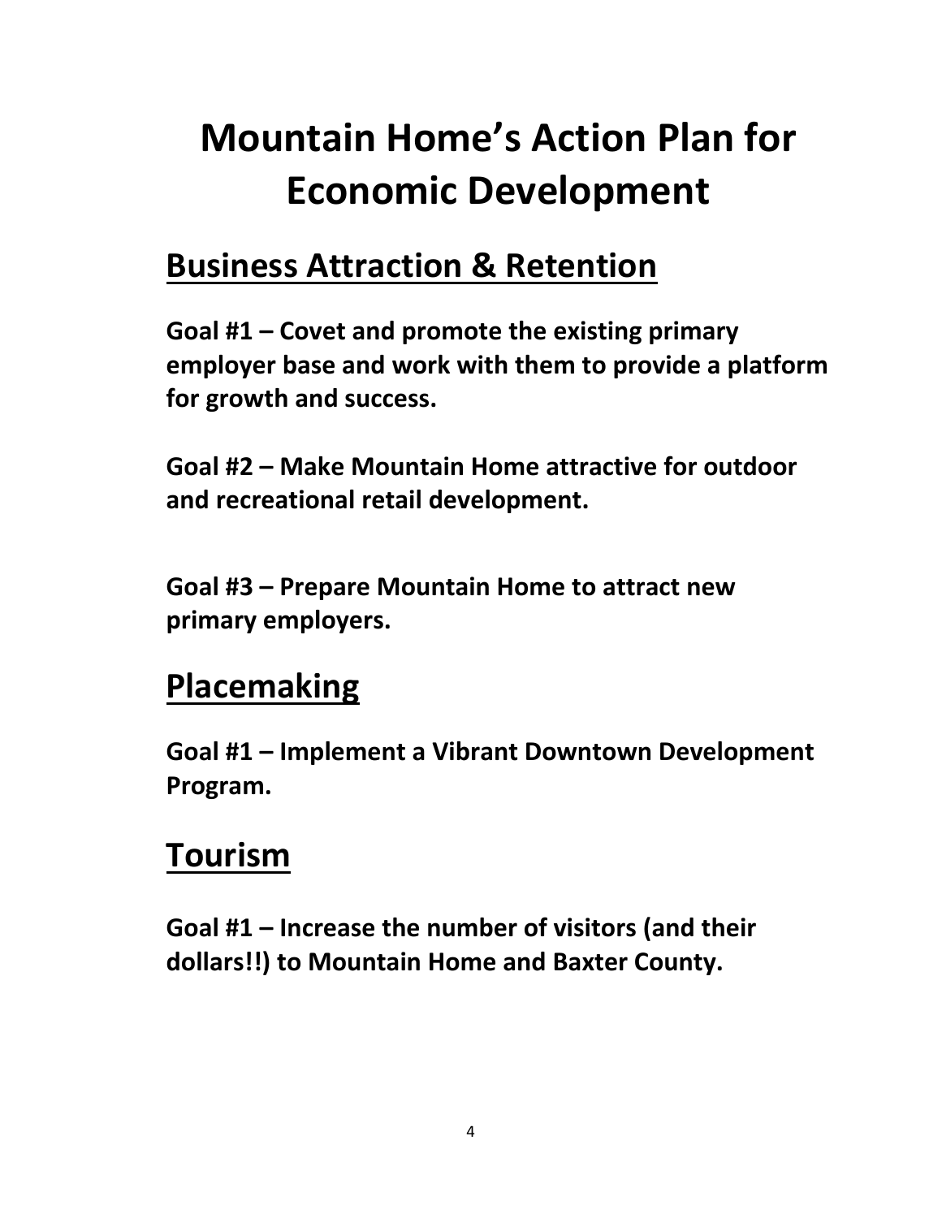# Mountain Home's Action Plan for Economic Development

## Business Attraction & Retention

**Goal #1 – Covet and promote the existing primary employer base and work with them to provide a platform for growth and success.**

**Goal #2 – Make Mountain Home attractive for outdoor and recreational retail development.**

**Goal #3 – Prepare Mountain Home to attract new primary employers.**

## Placemaking

**Goal #1 – Implement a Vibrant Downtown Development Program.**

## Tourism

**Goal #1 – Increase the number of visitors (and their dollars!!) to Mountain Home and Baxter County.**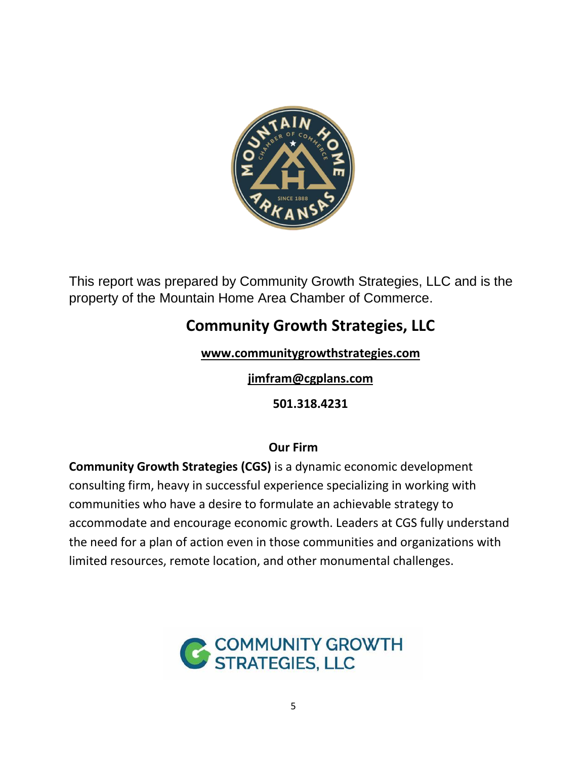This report was prepared by Community Growth Strategies, LLC and is the property of the Mountain Home Area Chamber of Commerce.

## Community Growth Strategies, LLC

**www.communitygrowthstrategies.com**

**jimfram@cgplans.com**

**501.318.4231**

### Our Firm

**Community Growth Strategies (CGS)** is a dynamic economic development consulting firm, heavy in successful experience specializing in working with communities who have a desire to formulate an achievable strategy to accommodate and encourage economic growth. Leaders at CGS fully understand the need for a plan of action even in those communities and organizations with limited resources, remote location, and other monumental challenges.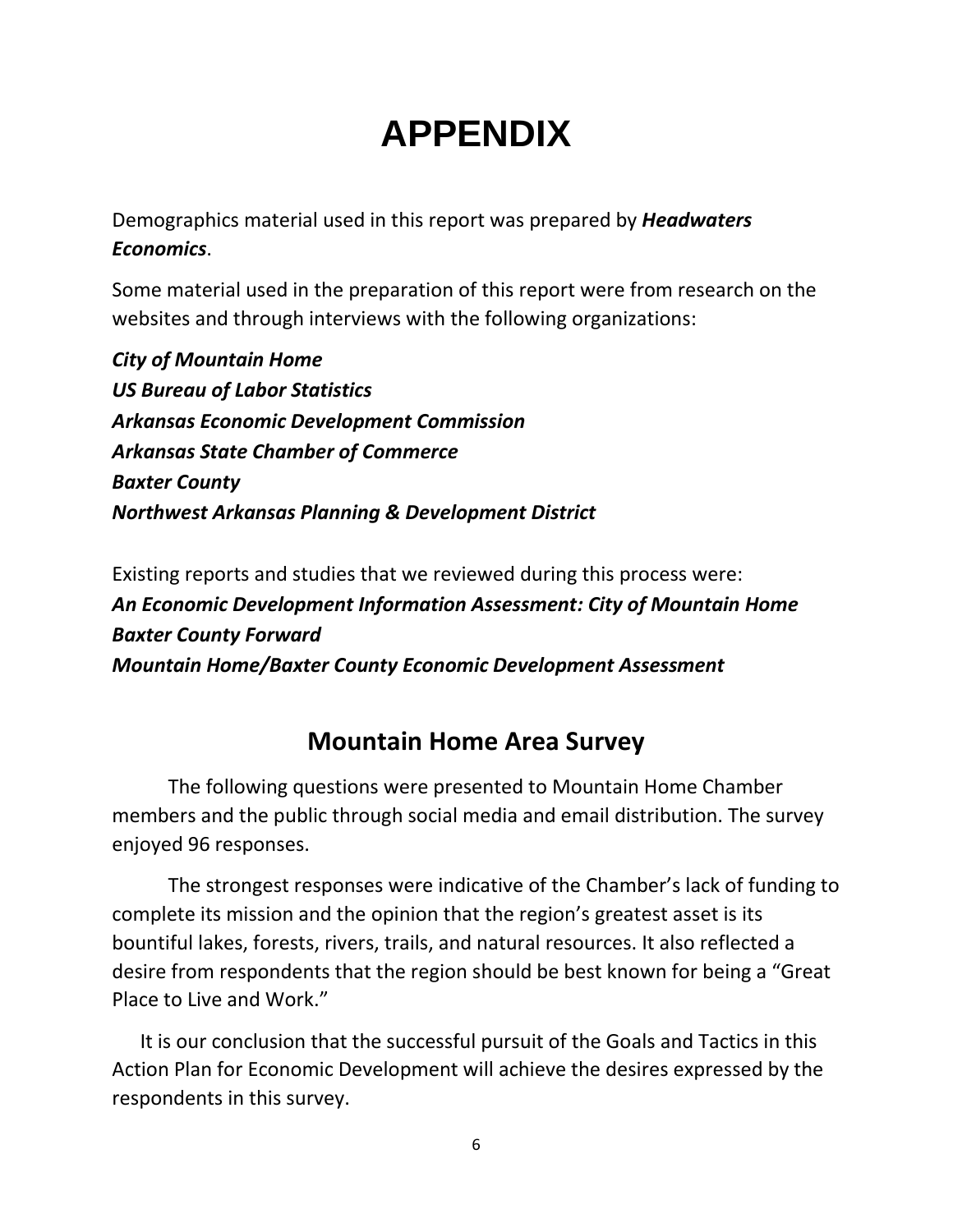# APPENDIX

Demographics material used in this report was prepared by ***Headwaters Economics***.

Some material used in the preparation of this report were from research on the websites and through interviews with the following organizations:

***City of Mountain Home***
***US Bureau of Labor Statistics***
***Arkansas Economic Development Commission***
***Arkansas State Chamber of Commerce***
***Baxter County***
***Northwest Arkansas Planning & Development District***

Existing reports and studies that we reviewed during this process were:
***An Economic Development Information Assessment: City of Mountain Home***
***Baxter County Forward***
***Mountain Home/Baxter County Economic Development Assessment***

## Mountain Home Area Survey

The following questions were presented to Mountain Home Chamber members and the public through social media and email distribution. The survey enjoyed 96 responses.

The strongest responses were indicative of the Chamber's lack of funding to complete its mission and the opinion that the region's greatest asset is its bountiful lakes, forests, rivers, trails, and natural resources. It also reflected a desire from respondents that the region should be best known for being a "Great Place to Live and Work."

It is our conclusion that the successful pursuit of the Goals and Tactics in this Action Plan for Economic Development will achieve the desires expressed by the respondents in this survey.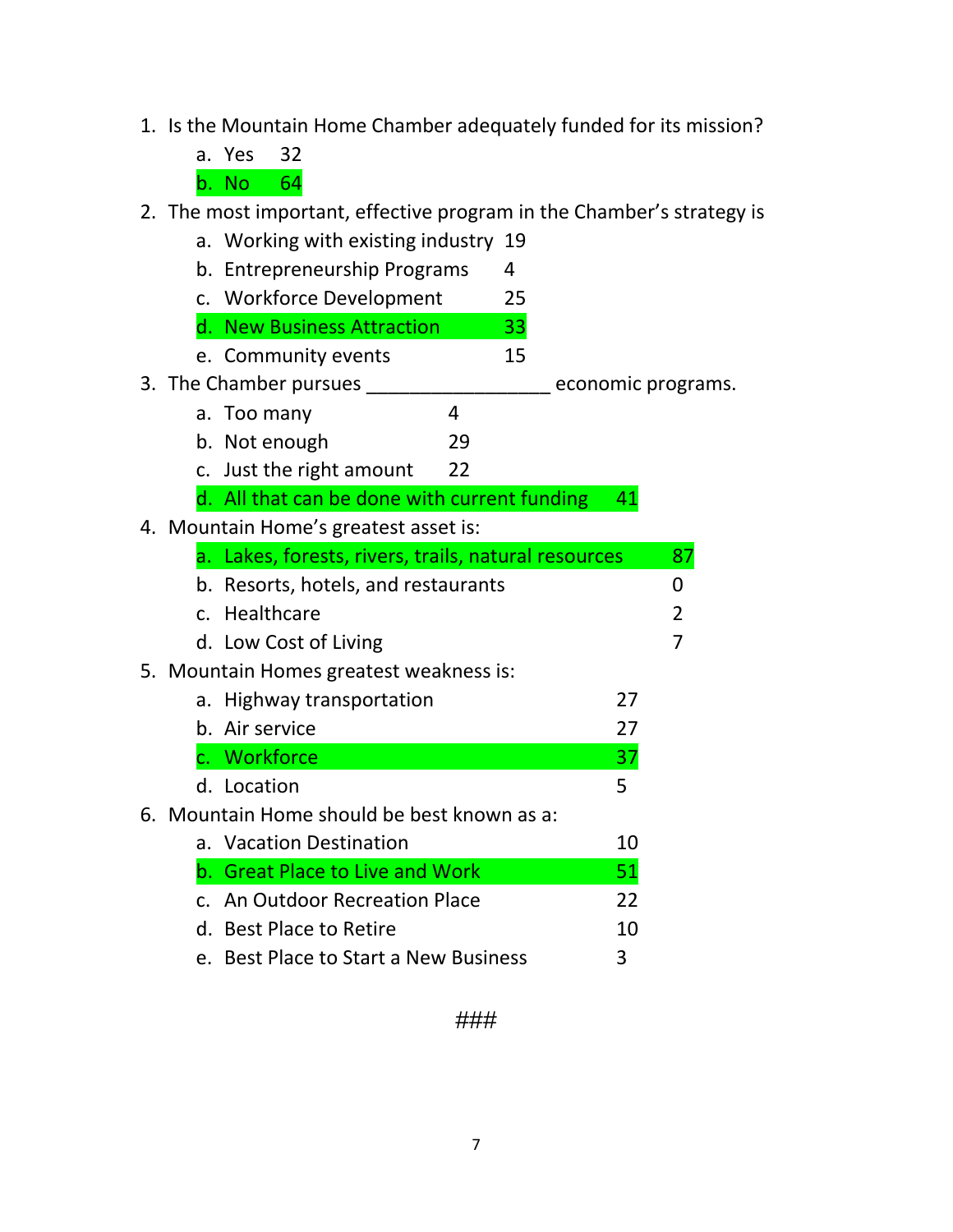1. Is the Mountain Home Chamber adequately funded for its mission?
    a. Yes 32
    b. No 64
2. The most important, effective program in the Chamber's strategy is
    a. Working with existing industry 19
    b. Entrepreneurship Programs 4
    c. Workforce Development 25
    d. New Business Attraction 33
    e. Community events 15
3. The Chamber pursues _________________ economic programs.
    a. Too many 4
    b. Not enough 29
    c. Just the right amount 22
    d. All that can be done with current funding 41
4. Mountain Home's greatest asset is:
    a. Lakes, forests, rivers, trails, natural resources 87
    b. Resorts, hotels, and restaurants 0
    c. Healthcare 2
    d. Low Cost of Living 7
5. Mountain Homes greatest weakness is:
    a. Highway transportation 27
    b. Air service 27
    c. Workforce 37
    d. Location 5
6. Mountain Home should be best known as a:
    a. Vacation Destination 10
    b. Great Place to Live and Work 51
    c. An Outdoor Recreation Place 22
    d. Best Place to Retire 10
    e. Best Place to Start a New Business 3

###